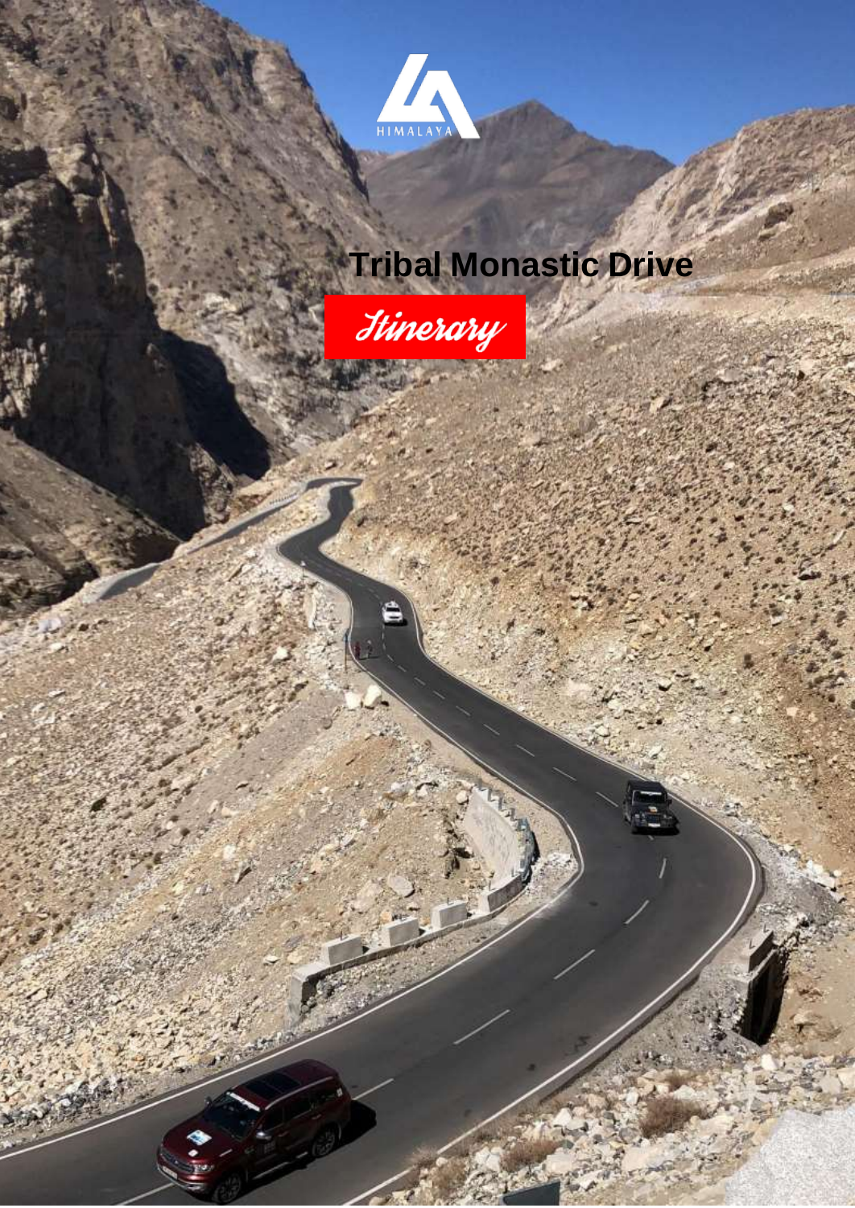HIMALAYA

# Tribal Monastic Drive

## Itinerary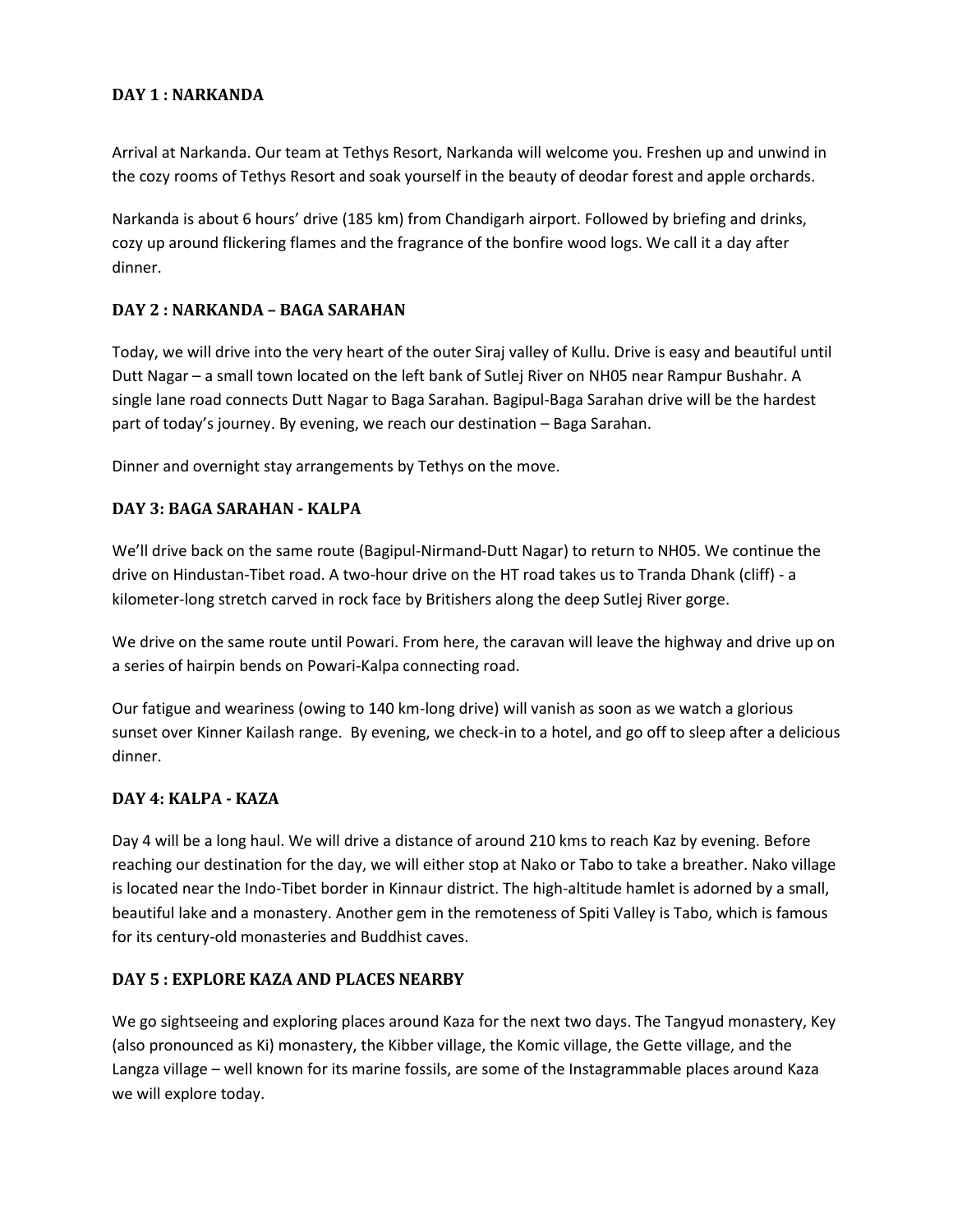### DAY 1 : NARKANDA

Arrival at Narkanda. Our team at Tethys Resort, Narkanda will welcome you. Freshen up and unwind in the cozy rooms of Tethys Resort and soak yourself in the beauty of deodar forest and apple orchards.

Narkanda is about 6 hours' drive (185 km) from Chandigarh airport. Followed by briefing and drinks, cozy up around flickering flames and the fragrance of the bonfire wood logs. We call it a day after dinner.

### DAY 2 : NARKANDA – BAGA SARAHAN

Today, we will drive into the very heart of the outer Siraj valley of Kullu. Drive is easy and beautiful until Dutt Nagar – a small town located on the left bank of Sutlej River on NH05 near Rampur Bushahr. A single lane road connects Dutt Nagar to Baga Sarahan. Bagipul-Baga Sarahan drive will be the hardest part of today's journey. By evening, we reach our destination – Baga Sarahan.

Dinner and overnight stay arrangements by Tethys on the move.

### DAY 3: BAGA SARAHAN - KALPA

We'll drive back on the same route (Bagipul-Nirmand-Dutt Nagar) to return to NH05. We continue the drive on Hindustan-Tibet road. A two-hour drive on the HT road takes us to Tranda Dhank (cliff) - a kilometer-long stretch carved in rock face by Britishers along the deep Sutlej River gorge.

We drive on the same route until Powari. From here, the caravan will leave the highway and drive up on a series of hairpin bends on Powari-Kalpa connecting road.

Our fatigue and weariness (owing to 140 km-long drive) will vanish as soon as we watch a glorious sunset over Kinner Kailash range. By evening, we check-in to a hotel, and go off to sleep after a delicious dinner.

### DAY 4: KALPA - KAZA

Day 4 will be a long haul. We will drive a distance of around 210 kms to reach Kaz by evening. Before reaching our destination for the day, we will either stop at Nako or Tabo to take a breather. Nako village is located near the Indo-Tibet border in Kinnaur district. The high-altitude hamlet is adorned by a small, beautiful lake and a monastery. Another gem in the remoteness of Spiti Valley is Tabo, which is famous for its century-old monasteries and Buddhist caves.

### DAY 5 : EXPLORE KAZA AND PLACES NEARBY

We go sightseeing and exploring places around Kaza for the next two days. The Tangyud monastery, Key (also pronounced as Ki) monastery, the Kibber village, the Komic village, the Gette village, and the Langza village – well known for its marine fossils, are some of the Instagrammable places around Kaza we will explore today.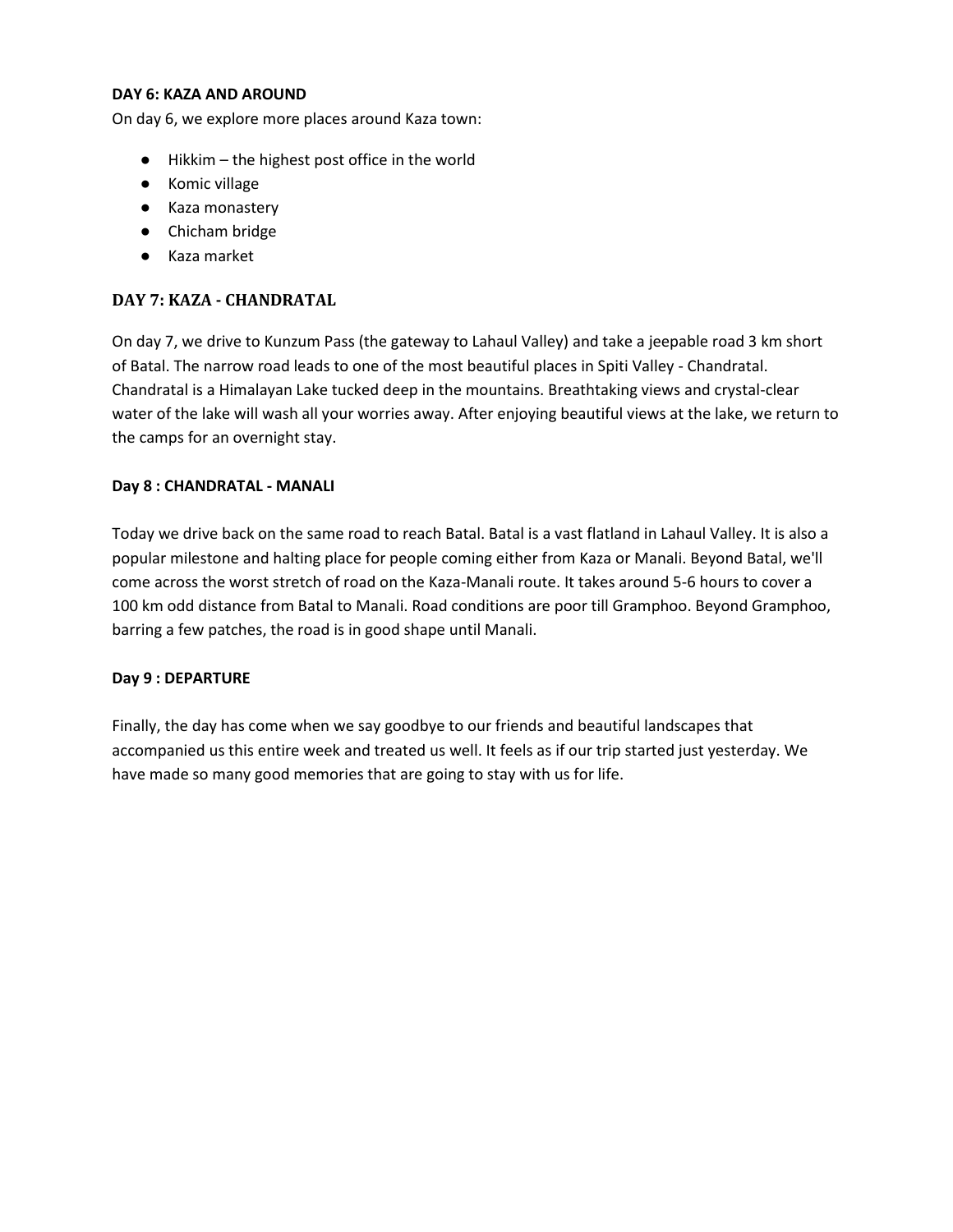**DAY 6: KAZA AND AROUND**

On day 6, we explore more places around Kaza town:

- Hikkim – the highest post office in the world
- Komic village
- Kaza monastery
- Chicham bridge
- Kaza market

## DAY 7: KAZA - CHANDRATAL

On day 7, we drive to Kunzum Pass (the gateway to Lahaul Valley) and take a jeepable road 3 km short of Batal. The narrow road leads to one of the most beautiful places in Spiti Valley - Chandratal. Chandratal is a Himalayan Lake tucked deep in the mountains. Breathtaking views and crystal-clear water of the lake will wash all your worries away. After enjoying beautiful views at the lake, we return to the camps for an overnight stay.

**Day 8 : CHANDRATAL - MANALI**

Today we drive back on the same road to reach Batal. Batal is a vast flatland in Lahaul Valley. It is also a popular milestone and halting place for people coming either from Kaza or Manali. Beyond Batal, we'll come across the worst stretch of road on the Kaza-Manali route. It takes around 5-6 hours to cover a 100 km odd distance from Batal to Manali. Road conditions are poor till Gramphoo. Beyond Gramphoo, barring a few patches, the road is in good shape until Manali.

**Day 9 : DEPARTURE**

Finally, the day has come when we say goodbye to our friends and beautiful landscapes that accompanied us this entire week and treated us well. It feels as if our trip started just yesterday. We have made so many good memories that are going to stay with us for life.